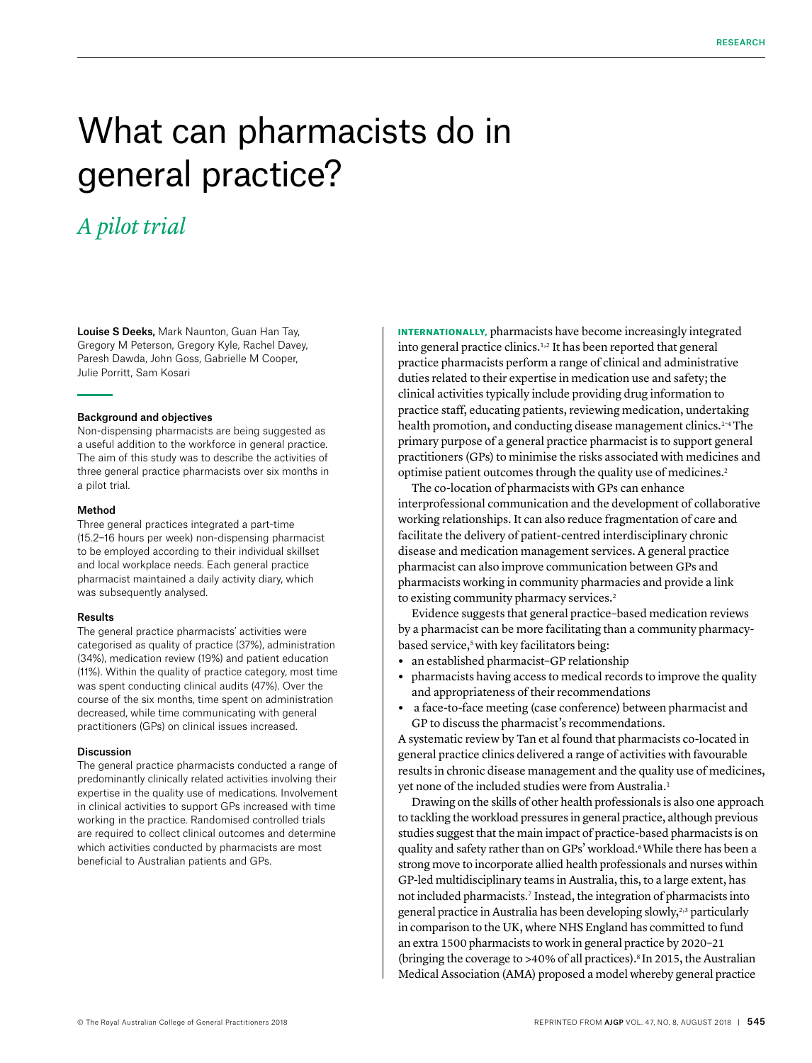# What can pharmacists do in general practice?

## *A pilot trial*

**Louise S Deeks,** Mark Naunton, Guan Han Tay, Gregory M Peterson, Gregory Kyle, Rachel Davey, Paresh Dawda, John Goss, Gabrielle M Cooper, Julie Porritt, Sam Kosari

### Background and objectives

Non-dispensing pharmacists are being suggested as a useful addition to the workforce in general practice. The aim of this study was to describe the activities of three general practice pharmacists over six months in a pilot trial.

### Method

Three general practices integrated a part-time (15.2–16 hours per week) non-dispensing pharmacist to be employed according to their individual skillset and local workplace needs. Each general practice pharmacist maintained a daily activity diary, which was subsequently analysed.

### Results

The general practice pharmacists' activities were categorised as quality of practice (37%), administration (34%), medication review (19%) and patient education (11%). Within the quality of practice category, most time was spent conducting clinical audits (47%). Over the course of the six months, time spent on administration decreased, while time communicating with general practitioners (GPs) on clinical issues increased.

### Discussion

The general practice pharmacists conducted a range of predominantly clinically related activities involving their expertise in the quality use of medications. Involvement in clinical activities to support GPs increased with time working in the practice. Randomised controlled trials are required to collect clinical outcomes and determine which activities conducted by pharmacists are most beneficial to Australian patients and GPs.

**INTERNATIONALLY,** pharmacists have become increasingly integrated into general practice clinics.[1,2] It has been reported that general practice pharmacists perform a range of clinical and administrative duties related to their expertise in medication use and safety; the clinical activities typically include providing drug information to practice staff, educating patients, reviewing medication, undertaking health promotion, and conducting disease management clinics.[1–4] The primary purpose of a general practice pharmacist is to support general practitioners (GPs) to minimise the risks associated with medicines and optimise patient outcomes through the quality use of medicines.[2]

The co-location of pharmacists with GPs can enhance interprofessional communication and the development of collaborative working relationships. It can also reduce fragmentation of care and facilitate the delivery of patient-centred interdisciplinary chronic disease and medication management services. A general practice pharmacist can also improve communication between GPs and pharmacists working in community pharmacies and provide a link to existing community pharmacy services.[2]

Evidence suggests that general practice–based medication reviews by a pharmacist can be more facilitating than a community pharmacy-based service,[5] with key facilitators being:

- an established pharmacist–GP relationship
- pharmacists having access to medical records to improve the quality and appropriateness of their recommendations
- a face-to-face meeting (case conference) between pharmacist and GP to discuss the pharmacist's recommendations.

A systematic review by Tan et al found that pharmacists co-located in general practice clinics delivered a range of activities with favourable results in chronic disease management and the quality use of medicines, yet none of the included studies were from Australia.[1]

Drawing on the skills of other health professionals is also one approach to tackling the workload pressures in general practice, although previous studies suggest that the main impact of practice-based pharmacists is on quality and safety rather than on GPs' workload.[6] While there has been a strong move to incorporate allied health professionals and nurses within GP-led multidisciplinary teams in Australia, this, to a large extent, has not included pharmacists.[7] Instead, the integration of pharmacists into general practice in Australia has been developing slowly,[2,3] particularly in comparison to the UK, where NHS England has committed to fund an extra 1500 pharmacists to work in general practice by 2020–21 (bringing the coverage to >40% of all practices).[8] In 2015, the Australian Medical Association (AMA) proposed a model whereby general practice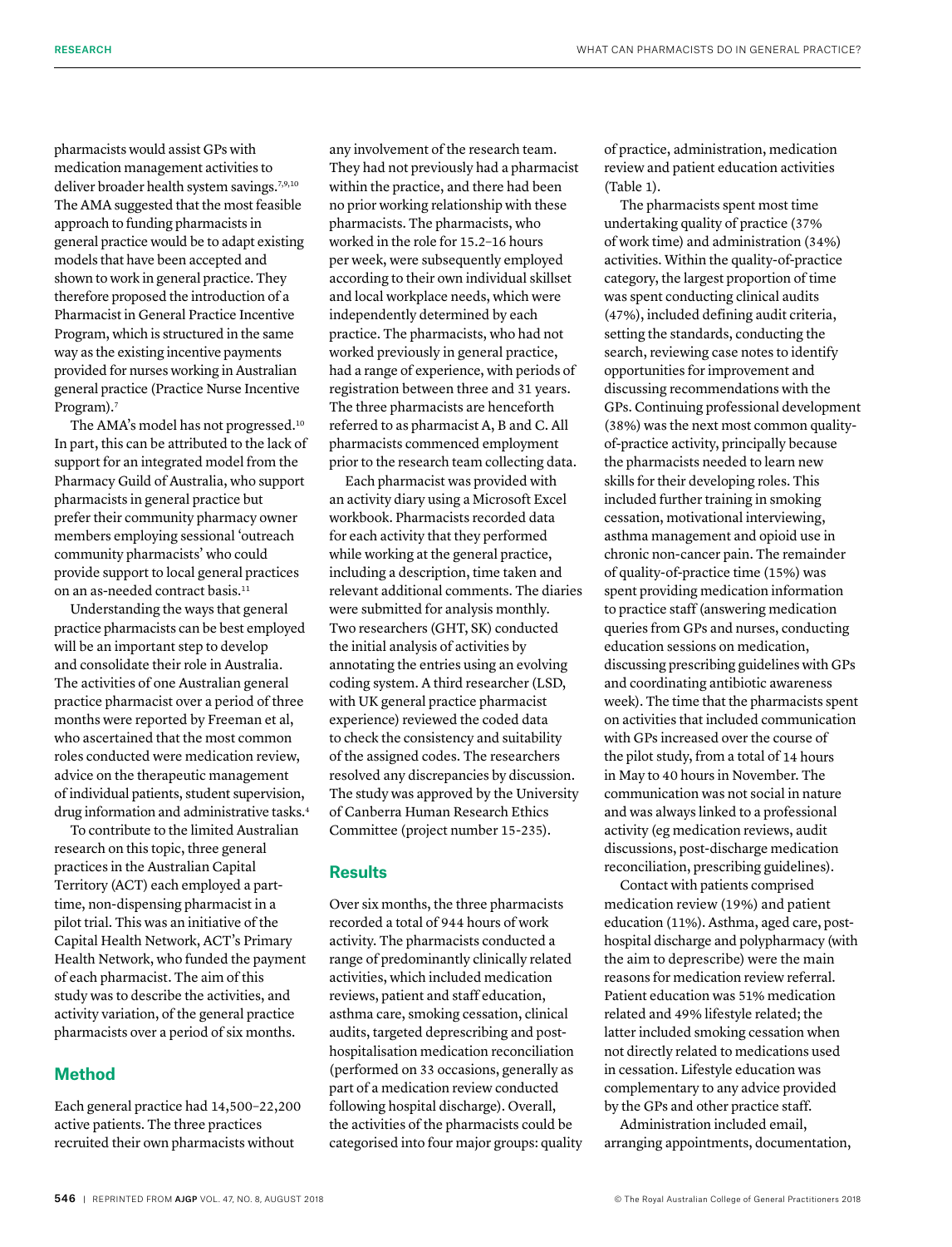pharmacists would assist GPs with medication management activities to deliver broader health system savings.[7,9,10] The AMA suggested that the most feasible approach to funding pharmacists in general practice would be to adapt existing models that have been accepted and shown to work in general practice. They therefore proposed the introduction of a Pharmacist in General Practice Incentive Program, which is structured in the same way as the existing incentive payments provided for nurses working in Australian general practice (Practice Nurse Incentive Program).[7]

The AMA's model has not progressed.[10] In part, this can be attributed to the lack of support for an integrated model from the Pharmacy Guild of Australia, who support pharmacists in general practice but prefer their community pharmacy owner members employing sessional 'outreach community pharmacists' who could provide support to local general practices on an as-needed contract basis.[11]

Understanding the ways that general practice pharmacists can be best employed will be an important step to develop and consolidate their role in Australia. The activities of one Australian general practice pharmacist over a period of three months were reported by Freeman et al, who ascertained that the most common roles conducted were medication review, advice on the therapeutic management of individual patients, student supervision, drug information and administrative tasks.[4]

To contribute to the limited Australian research on this topic, three general practices in the Australian Capital Territory (ACT) each employed a part-time, non-dispensing pharmacist in a pilot trial. This was an initiative of the Capital Health Network, ACT's Primary Health Network, who funded the payment of each pharmacist. The aim of this study was to describe the activities, and activity variation, of the general practice pharmacists over a period of six months.

## Method

Each general practice had 14,500–22,200 active patients. The three practices recruited their own pharmacists without any involvement of the research team. They had not previously had a pharmacist within the practice, and there had been no prior working relationship with these pharmacists. The pharmacists, who worked in the role for 15.2–16 hours per week, were subsequently employed according to their own individual skillset and local workplace needs, which were independently determined by each practice. The pharmacists, who had not worked previously in general practice, had a range of experience, with periods of registration between three and 31 years. The three pharmacists are henceforth referred to as pharmacist A, B and C. All pharmacists commenced employment prior to the research team collecting data.

Each pharmacist was provided with an activity diary using a Microsoft Excel workbook. Pharmacists recorded data for each activity that they performed while working at the general practice, including a description, time taken and relevant additional comments. The diaries were submitted for analysis monthly. Two researchers (GHT, SK) conducted the initial analysis of activities by annotating the entries using an evolving coding system. A third researcher (LSD, with UK general practice pharmacist experience) reviewed the coded data to check the consistency and suitability of the assigned codes. The researchers resolved any discrepancies by discussion. The study was approved by the University of Canberra Human Research Ethics Committee (project number 15-235).

## Results

Over six months, the three pharmacists recorded a total of 944 hours of work activity. The pharmacists conducted a range of predominantly clinically related activities, which included medication reviews, patient and staff education, asthma care, smoking cessation, clinical audits, targeted deprescribing and post-hospitalisation medication reconciliation (performed on 33 occasions, generally as part of a medication review conducted following hospital discharge). Overall, the activities of the pharmacists could be categorised into four major groups: quality of practice, administration, medication review and patient education activities (Table 1).

The pharmacists spent most time undertaking quality of practice (37% of work time) and administration (34%) activities. Within the quality-of-practice category, the largest proportion of time was spent conducting clinical audits (47%), included defining audit criteria, setting the standards, conducting the search, reviewing case notes to identify opportunities for improvement and discussing recommendations with the GPs. Continuing professional development (38%) was the next most common quality-of-practice activity, principally because the pharmacists needed to learn new skills for their developing roles. This included further training in smoking cessation, motivational interviewing, asthma management and opioid use in chronic non-cancer pain. The remainder of quality-of-practice time (15%) was spent providing medication information to practice staff (answering medication queries from GPs and nurses, conducting education sessions on medication, discussing prescribing guidelines with GPs and coordinating antibiotic awareness week). The time that the pharmacists spent on activities that included communication with GPs increased over the course of the pilot study, from a total of 14 hours in May to 40 hours in November. The communication was not social in nature and was always linked to a professional activity (eg medication reviews, audit discussions, post-discharge medication reconciliation, prescribing guidelines).

Contact with patients comprised medication review (19%) and patient education (11%). Asthma, aged care, post-hospital discharge and polypharmacy (with the aim to deprescribe) were the main reasons for medication review referral. Patient education was 51% medication related and 49% lifestyle related; the latter included smoking cessation when not directly related to medications used in cessation. Lifestyle education was complementary to any advice provided by the GPs and other practice staff.

Administration included email, arranging appointments, documentation,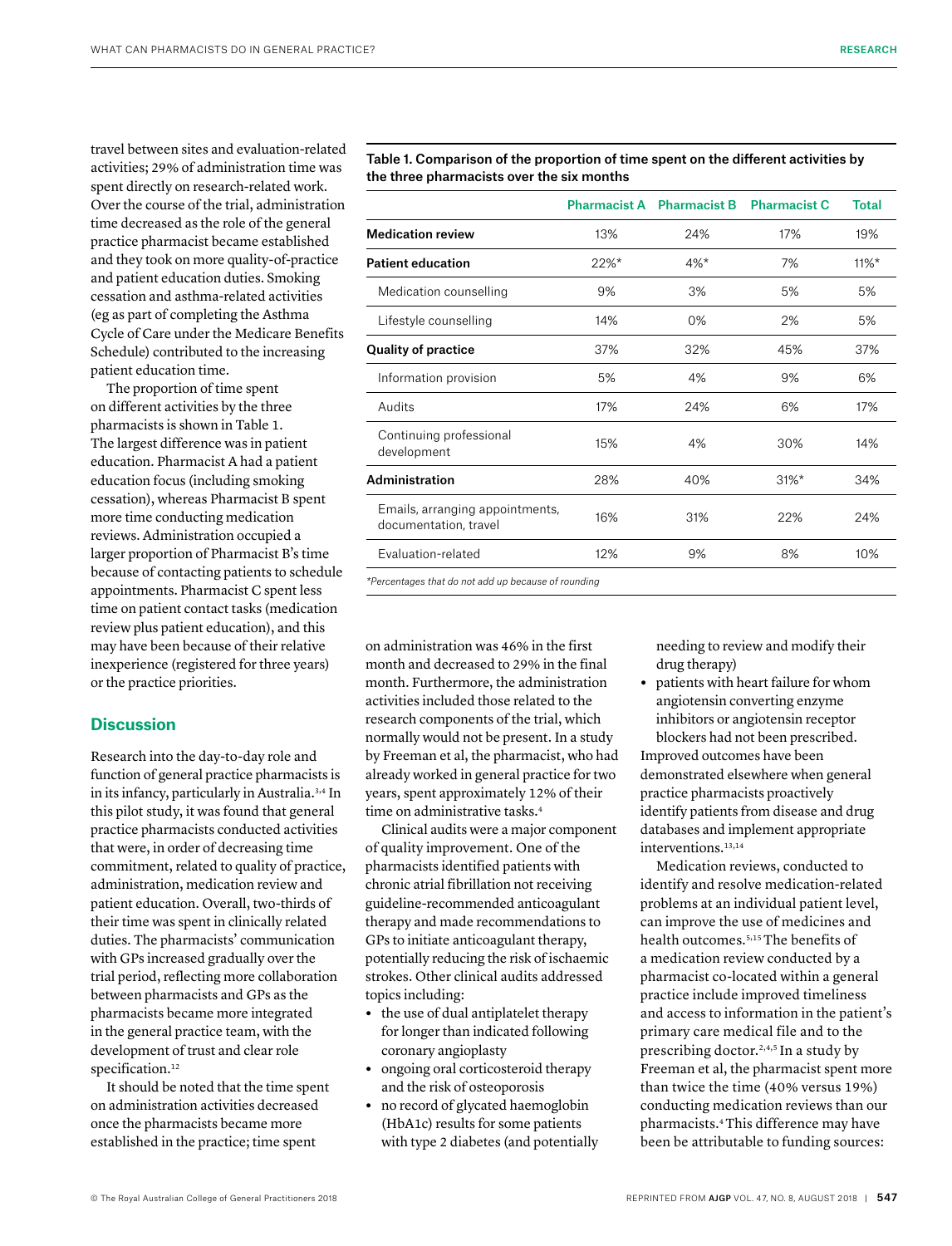travel between sites and evaluation-related activities; 29% of administration time was spent directly on research-related work. Over the course of the trial, administration time decreased as the role of the general practice pharmacist became established and they took on more quality-of-practice and patient education duties. Smoking cessation and asthma-related activities (eg as part of completing the Asthma Cycle of Care under the Medicare Benefits Schedule) contributed to the increasing patient education time.

The proportion of time spent on different activities by the three pharmacists is shown in Table 1. The largest difference was in patient education. Pharmacist A had a patient education focus (including smoking cessation), whereas Pharmacist B spent more time conducting medication reviews. Administration occupied a larger proportion of Pharmacist B's time because of contacting patients to schedule appointments. Pharmacist C spent less time on patient contact tasks (medication review plus patient education), and this may have been because of their relative inexperience (registered for three years) or the practice priorities.

**Table 1. Comparison of the proportion of time spent on the different activities by the three pharmacists over the six months**

| | Pharmacist A | Pharmacist B | Pharmacist C | Total |
|---|---|---|---|---|
| **Medication review** | 13% | 24% | 17% | 19% |
| **Patient education** | 22%* | 4%* | 7% | 11%* |
| Medication counselling | 9% | 3% | 5% | 5% |
| Lifestyle counselling | 14% | 0% | 2% | 5% |
| **Quality of practice** | 37% | 32% | 45% | 37% |
| Information provision | 5% | 4% | 9% | 6% |
| Audits | 17% | 24% | 6% | 17% |
| Continuing professional development | 15% | 4% | 30% | 14% |
| **Administration** | 28% | 40% | 31%* | 34% |
| Emails, arranging appointments, documentation, travel | 16% | 31% | 22% | 24% |
| Evaluation-related | 12% | 9% | 8% | 10% |

*Percentages that do not add up because of rounding*

## Discussion

Research into the day-to-day role and function of general practice pharmacists is in its infancy, particularly in Australia.[3,4] In this pilot study, it was found that general practice pharmacists conducted activities that were, in order of decreasing time commitment, related to quality of practice, administration, medication review and patient education. Overall, two-thirds of their time was spent in clinically related duties. The pharmacists' communication with GPs increased gradually over the trial period, reflecting more collaboration between pharmacists and GPs as the pharmacists became more integrated in the general practice team, with the development of trust and clear role specification.[12]

It should be noted that the time spent on administration activities decreased once the pharmacists became more established in the practice; time spent on administration was 46% in the first month and decreased to 29% in the final month. Furthermore, the administration activities included those related to the research components of the trial, which normally would not be present. In a study by Freeman et al, the pharmacist, who had already worked in general practice for two years, spent approximately 12% of their time on administrative tasks.[4]

Clinical audits were a major component of quality improvement. One of the pharmacists identified patients with chronic atrial fibrillation not receiving guideline-recommended anticoagulant therapy and made recommendations to GPs to initiate anticoagulant therapy, potentially reducing the risk of ischaemic strokes. Other clinical audits addressed topics including:

- the use of dual antiplatelet therapy for longer than indicated following coronary angioplasty
- ongoing oral corticosteroid therapy and the risk of osteoporosis
- no record of glycated haemoglobin (HbA1c) results for some patients with type 2 diabetes (and potentially needing to review and modify their drug therapy)
- patients with heart failure for whom angiotensin converting enzyme inhibitors or angiotensin receptor blockers had not been prescribed.

Improved outcomes have been demonstrated elsewhere when general practice pharmacists proactively identify patients from disease and drug databases and implement appropriate interventions.[13,14]

Medication reviews, conducted to identify and resolve medication-related problems at an individual patient level, can improve the use of medicines and health outcomes.[5,15] The benefits of a medication review conducted by a pharmacist co-located within a general practice include improved timeliness and access to information in the patient's primary care medical file and to the prescribing doctor.[2,4,5] In a study by Freeman et al, the pharmacist spent more than twice the time (40% versus 19%) conducting medication reviews than our pharmacists.[4] This difference may have been be attributable to funding sources: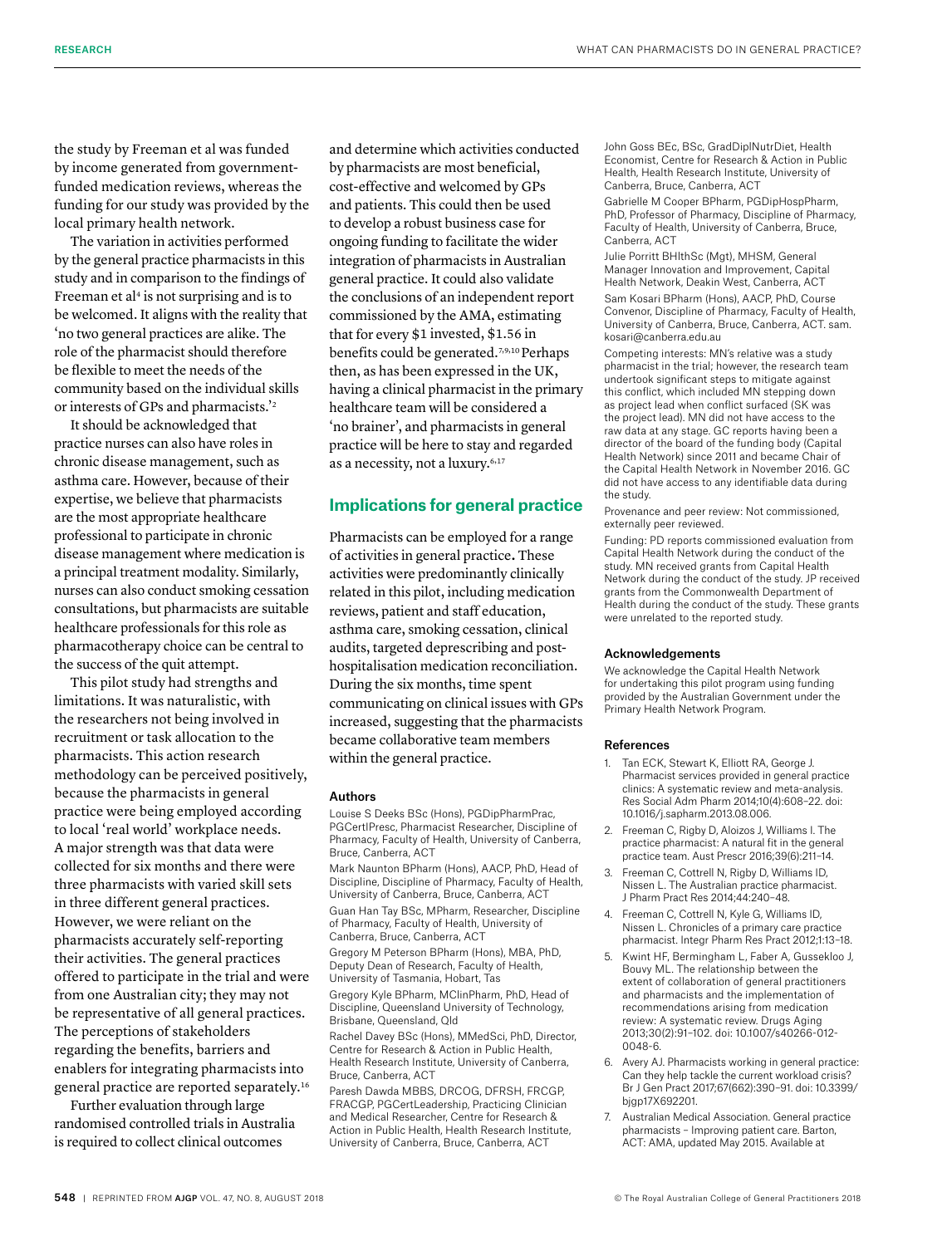the study by Freeman et al was funded by income generated from government-funded medication reviews, whereas the funding for our study was provided by the local primary health network.

The variation in activities performed by the general practice pharmacists in this study and in comparison to the findings of Freeman et al[4] is not surprising and is to be welcomed. It aligns with the reality that 'no two general practices are alike. The role of the pharmacist should therefore be flexible to meet the needs of the community based on the individual skills or interests of GPs and pharmacists.'[2]

It should be acknowledged that practice nurses can also have roles in chronic disease management, such as asthma care. However, because of their expertise, we believe that pharmacists are the most appropriate healthcare professional to participate in chronic disease management where medication is a principal treatment modality. Similarly, nurses can also conduct smoking cessation consultations, but pharmacists are suitable healthcare professionals for this role as pharmacotherapy choice can be central to the success of the quit attempt.

This pilot study had strengths and limitations. It was naturalistic, with the researchers not being involved in recruitment or task allocation to the pharmacists. This action research methodology can be perceived positively, because the pharmacists in general practice were being employed according to local 'real world' workplace needs. A major strength was that data were collected for six months and there were three pharmacists with varied skill sets in three different general practices. However, we were reliant on the pharmacists accurately self-reporting their activities. The general practices offered to participate in the trial and were from one Australian city; they may not be representative of all general practices. The perceptions of stakeholders regarding the benefits, barriers and enablers for integrating pharmacists into general practice are reported separately.[16]

Further evaluation through large randomised controlled trials in Australia is required to collect clinical outcomes and determine which activities conducted by pharmacists are most beneficial, cost-effective and welcomed by GPs and patients. This could then be used to develop a robust business case for ongoing funding to facilitate the wider integration of pharmacists in Australian general practice. It could also validate the conclusions of an independent report commissioned by the AMA, estimating that for every $1 invested, $1.56 in benefits could be generated.[7,9,10] Perhaps then, as has been expressed in the UK, having a clinical pharmacist in the primary healthcare team will be considered a 'no brainer', and pharmacists in general practice will be here to stay and regarded as a necessity, not a luxury.[6,17]

## Implications for general practice

Pharmacists can be employed for a range of activities in general practice. These activities were predominantly clinically related in this pilot, including medication reviews, patient and staff education, asthma care, smoking cessation, clinical audits, targeted deprescribing and post-hospitalisation medication reconciliation. During the six months, time spent communicating on clinical issues with GPs increased, suggesting that the pharmacists became collaborative team members within the general practice.

### Authors

Louise S Deeks BSc (Hons), PGDipPharmPrac, PGCertIPresc, Pharmacist Researcher, Discipline of Pharmacy, Faculty of Health, University of Canberra, Bruce, Canberra, ACT

Mark Naunton BPharm (Hons), AACP, PhD, Head of Discipline, Discipline of Pharmacy, Faculty of Health, University of Canberra, Bruce, Canberra, ACT

Guan Han Tay BSc, MPharm, Researcher, Discipline of Pharmacy, Faculty of Health, University of Canberra, Bruce, Canberra, ACT

Gregory M Peterson BPharm (Hons), MBA, PhD, Deputy Dean of Research, Faculty of Health, University of Tasmania, Hobart, Tas

Gregory Kyle BPharm, MClinPharm, PhD, Head of Discipline, Queensland University of Technology, Brisbane, Queensland, Qld

Rachel Davey BSc (Hons), MMedSci, PhD, Director, Centre for Research & Action in Public Health, Health Research Institute, University of Canberra, Bruce, Canberra, ACT

Paresh Dawda MBBS, DRCOG, DFRSH, FRCGP, FRACGP, PGCertLeadership, Practicing Clinician and Medical Researcher, Centre for Research & Action in Public Health, Health Research Institute, University of Canberra, Bruce, Canberra, ACT

John Goss BEc, BSc, GradDiplNutrDiet, Health Economist, Centre for Research & Action in Public Health, Health Research Institute, University of Canberra, Bruce, Canberra, ACT

Gabrielle M Cooper BPharm, PGDipHospPharm, PhD, Professor of Pharmacy, Discipline of Pharmacy, Faculty of Health, University of Canberra, Bruce, Canberra, ACT

Julie Porritt BHlthSc (Mgt), MHSM, General Manager Innovation and Improvement, Capital Health Network, Deakin West, Canberra, ACT

Sam Kosari BPharm (Hons), AACP, PhD, Course Convenor, Discipline of Pharmacy, Faculty of Health, University of Canberra, Bruce, Canberra, ACT. sam.kosari@canberra.edu.au

Competing interests: MN's relative was a study pharmacist in the trial; however, the research team undertook significant steps to mitigate against this conflict, which included MN stepping down as project lead when conflict surfaced (SK was the project lead). MN did not have access to the raw data at any stage. GC reports having been a director of the board of the funding body (Capital Health Network) since 2011 and became Chair of the Capital Health Network in November 2016. GC did not have access to any identifiable data during the study.

Provenance and peer review: Not commissioned, externally peer reviewed.

Funding: PD reports commissioned evaluation from Capital Health Network during the conduct of the study. MN received grants from Capital Health Network during the conduct of the study. JP received grants from the Commonwealth Department of Health during the conduct of the study. These grants were unrelated to the reported study.

### Acknowledgements

We acknowledge the Capital Health Network for undertaking this pilot program using funding provided by the Australian Government under the Primary Health Network Program.

### References

1. Tan ECK, Stewart K, Elliott RA, George J. Pharmacist services provided in general practice clinics: A systematic review and meta-analysis. Res Social Adm Pharm 2014;10(4):608–22. doi: 10.1016/j.sapharm.2013.08.006.
2. Freeman C, Rigby D, Aloizos J, Williams I. The practice pharmacist: A natural fit in the general practice team. Aust Prescr 2016;39(6):211–14.
3. Freeman C, Cottrell N, Rigby D, Williams ID, Nissen L. The Australian practice pharmacist. J Pharm Pract Res 2014;44:240–48.
4. Freeman C, Cottrell N, Kyle G, Williams ID, Nissen L. Chronicles of a primary care practice pharmacist. Integr Pharm Res Pract 2012;1:13–18.
5. Kwint HF, Bermingham L, Faber A, Gussekloo J, Bouvy ML. The relationship between the extent of collaboration of general practitioners and pharmacists and the implementation of recommendations arising from medication review: A systematic review. Drugs Aging 2013;30(2):91–102. doi: 10.1007/s40266-012-0048-6.
6. Avery AJ. Pharmacists working in general practice: Can they help tackle the current workload crisis? Br J Gen Pract 2017;67(662):390–91. doi: 10.3399/bjgp17X692201.
7. Australian Medical Association. General practice pharmacists – Improving patient care. Barton, ACT: AMA, updated May 2015. Available at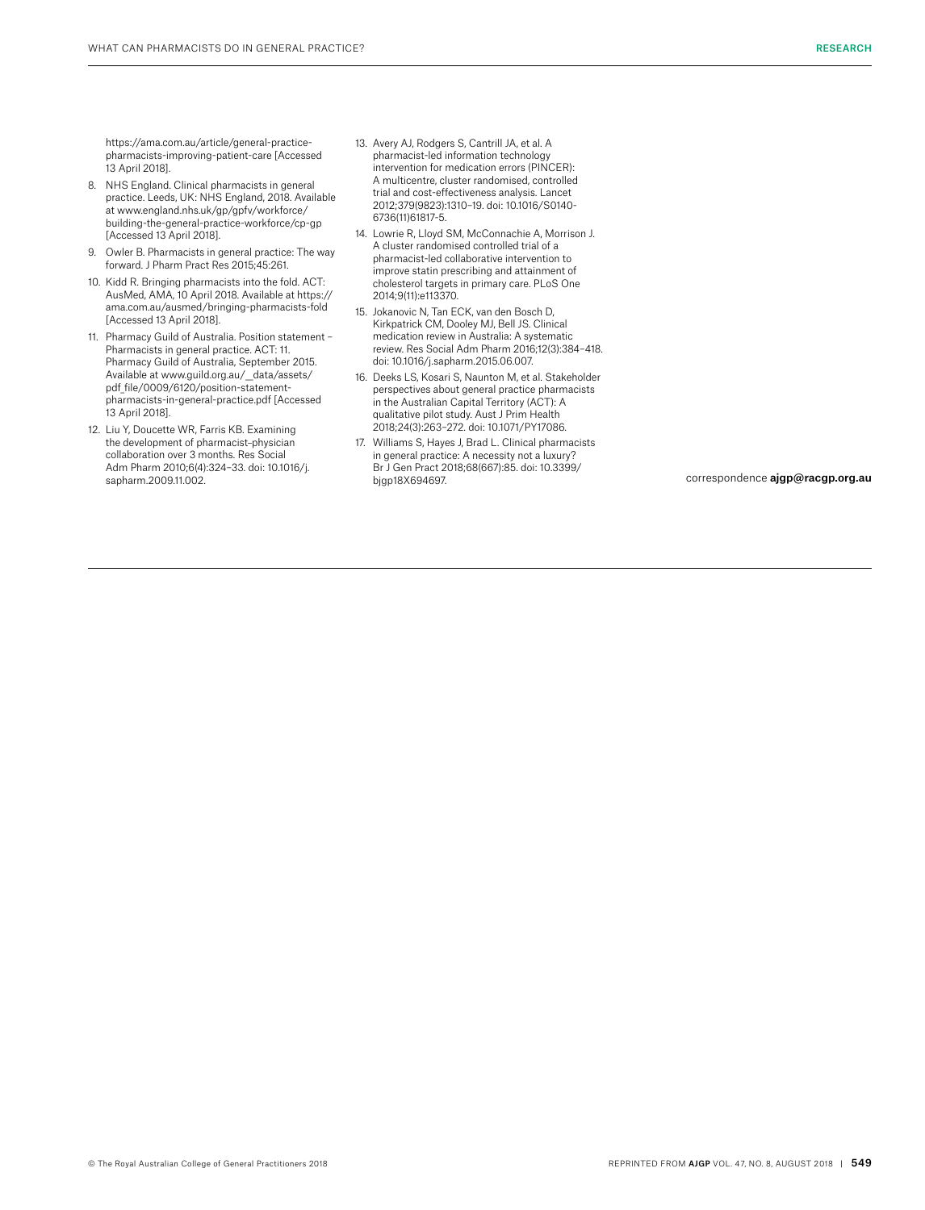https://ama.com.au/article/general-practice-pharmacists-improving-patient-care [Accessed 13 April 2018].

8. NHS England. Clinical pharmacists in general practice. Leeds, UK: NHS England, 2018. Available at www.england.nhs.uk/gp/gpfv/workforce/building-the-general-practice-workforce/cp-gp [Accessed 13 April 2018].
9. Owler B. Pharmacists in general practice: The way forward. J Pharm Pract Res 2015;45:261.
10. Kidd R. Bringing pharmacists into the fold. ACT: AusMed, AMA, 10 April 2018. Available at https://ama.com.au/ausmed/bringing-pharmacists-fold [Accessed 13 April 2018].
11. Pharmacy Guild of Australia. Position statement – Pharmacists in general practice. ACT: 11. Pharmacy Guild of Australia, September 2015. Available at www.guild.org.au/__data/assets/pdf_file/0009/6120/position-statement-pharmacists-in-general-practice.pdf [Accessed 13 April 2018].
12. Liu Y, Doucette WR, Farris KB. Examining the development of pharmacist-physician collaboration over 3 months. Res Social Adm Pharm 2010;6(4):324–33. doi: 10.1016/j.sapharm.2009.11.002.
13. Avery AJ, Rodgers S, Cantrill JA, et al. A pharmacist-led information technology intervention for medication errors (PINCER): A multicentre, cluster randomised, controlled trial and cost-effectiveness analysis. Lancet 2012;379(9823):1310–19. doi: 10.1016/S0140-6736(11)61817-5.
14. Lowrie R, Lloyd SM, McConnachie A, Morrison J. A cluster randomised controlled trial of a pharmacist-led collaborative intervention to improve statin prescribing and attainment of cholesterol targets in primary care. PLoS One 2014;9(11):e113370.
15. Jokanovic N, Tan ECK, van den Bosch D, Kirkpatrick CM, Dooley MJ, Bell JS. Clinical medication review in Australia: A systematic review. Res Social Adm Pharm 2016;12(3):384–418. doi: 10.1016/j.sapharm.2015.06.007.
16. Deeks LS, Kosari S, Naunton M, et al. Stakeholder perspectives about general practice pharmacists in the Australian Capital Territory (ACT): A qualitative pilot study. Aust J Prim Health 2018;24(3):263–272. doi: 10.1071/PY17086.
17. Williams S, Hayes J, Brad L. Clinical pharmacists in general practice: A necessity not a luxury? Br J Gen Pract 2018;68(667):85. doi: 10.3399/bjgp18X694697.

correspondence **ajgp@racgp.org.au**